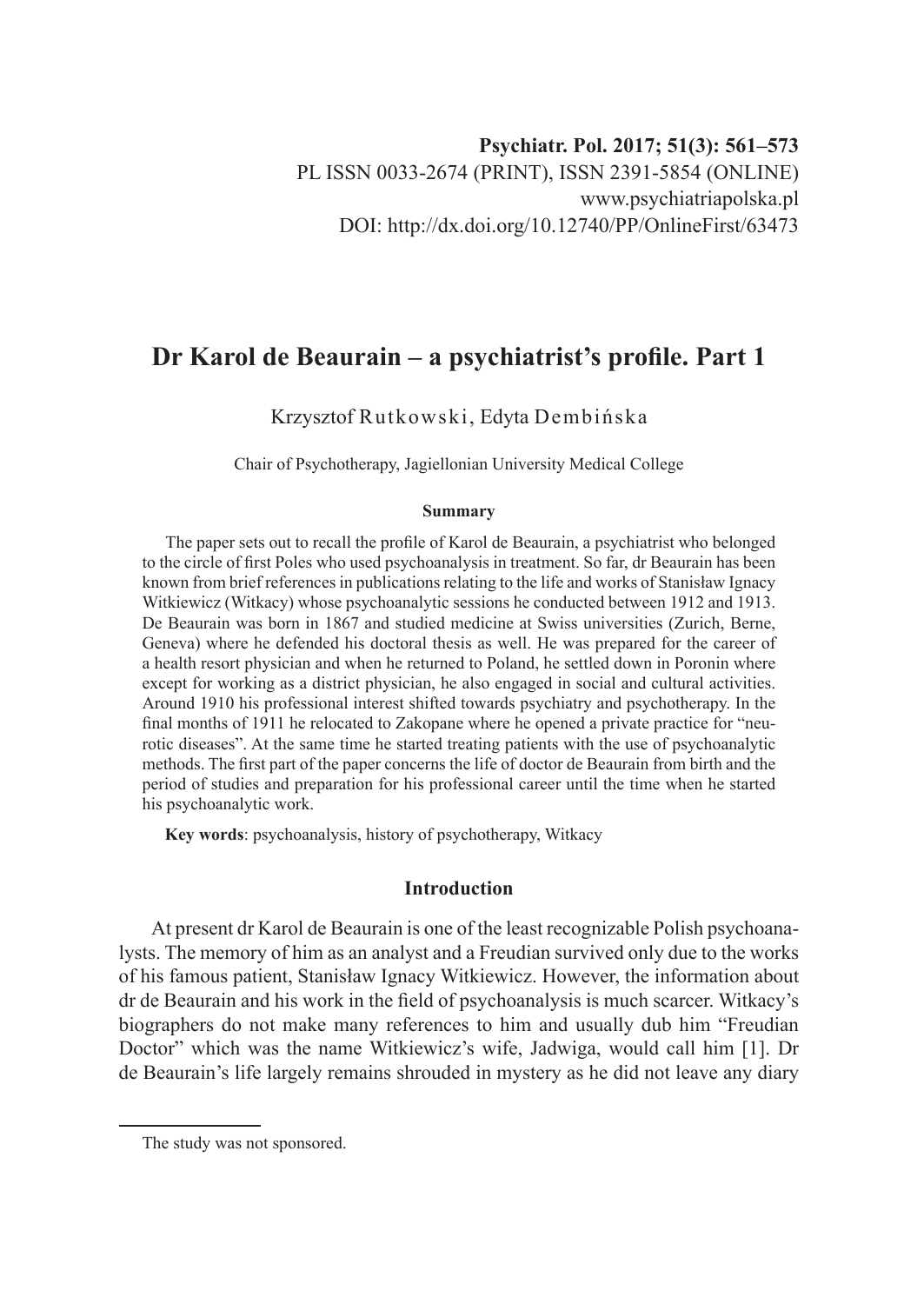**Psychiatr. Pol. 2017; 51(3): 561–573**
PL ISSN 0033-2674 (PRINT), ISSN 2391-5854 (ONLINE)
www.psychiatriapolska.pl
DOI: http://dx.doi.org/10.12740/PP/OnlineFirst/63473

# Dr Karol de Beaurain – a psychiatrist's profile. Part 1

Krzysztof Rutkowski, Edyta Dembińska

Chair of Psychotherapy, Jagiellonian University Medical College

**Summary**

The paper sets out to recall the profile of Karol de Beaurain, a psychiatrist who belonged to the circle of first Poles who used psychoanalysis in treatment. So far, dr Beaurain has been known from brief references in publications relating to the life and works of Stanisław Ignacy Witkiewicz (Witkacy) whose psychoanalytic sessions he conducted between 1912 and 1913. De Beaurain was born in 1867 and studied medicine at Swiss universities (Zurich, Berne, Geneva) where he defended his doctoral thesis as well. He was prepared for the career of a health resort physician and when he returned to Poland, he settled down in Poronin where except for working as a district physician, he also engaged in social and cultural activities. Around 1910 his professional interest shifted towards psychiatry and psychotherapy. In the final months of 1911 he relocated to Zakopane where he opened a private practice for "neurotic diseases". At the same time he started treating patients with the use of psychoanalytic methods. The first part of the paper concerns the life of doctor de Beaurain from birth and the period of studies and preparation for his professional career until the time when he started his psychoanalytic work.

**Key words**: psychoanalysis, history of psychotherapy, Witkacy

## Introduction

At present dr Karol de Beaurain is one of the least recognizable Polish psychoanalysts. The memory of him as an analyst and a Freudian survived only due to the works of his famous patient, Stanisław Ignacy Witkiewicz. However, the information about dr de Beaurain and his work in the field of psychoanalysis is much scarcer. Witkacy's biographers do not make many references to him and usually dub him "Freudian Doctor" which was the name Witkiewicz's wife, Jadwiga, would call him [1]. Dr de Beaurain's life largely remains shrouded in mystery as he did not leave any diary

The study was not sponsored.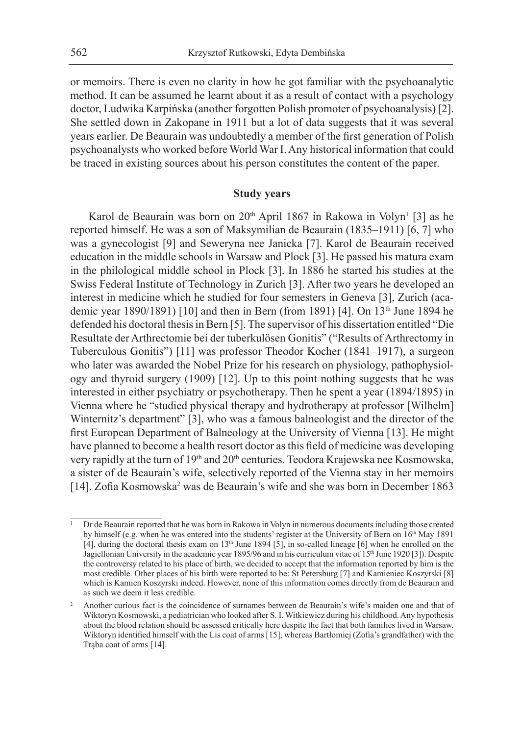or memoirs. There is even no clarity in how he got familiar with the psychoanalytic method. It can be assumed he learnt about it as a result of contact with a psychology doctor, Ludwika Karpińska (another forgotten Polish promoter of psychoanalysis) [2]. She settled down in Zakopane in 1911 but a lot of data suggests that it was several years earlier. De Beaurain was undoubtedly a member of the first generation of Polish psychoanalysts who worked before World War I. Any historical information that could be traced in existing sources about his person constitutes the content of the paper.

### Study years

Karol de Beaurain was born on 20th April 1867 in Rakowa in Volyn[1] [3] as he reported himself. He was a son of Maksymilian de Beaurain (1835–1911) [6, 7] who was a gynecologist [9] and Seweryna nee Janicka [7]. Karol de Beaurain received education in the middle schools in Warsaw and Plock [3]. He passed his matura exam in the philological middle school in Plock [3]. In 1886 he started his studies at the Swiss Federal Institute of Technology in Zurich [3]. After two years he developed an interest in medicine which he studied for four semesters in Geneva [3], Zurich (academic year 1890/1891) [10] and then in Bern (from 1891) [4]. On 13th June 1894 he defended his doctoral thesis in Bern [5]. The supervisor of his dissertation entitled "Die Resultate der Arthrectomie bei der tuberkulösen Gonitis" ("Results of Arthrectomy in Tuberculous Gonitis") [11] was professor Theodor Kocher (1841–1917), a surgeon who later was awarded the Nobel Prize for his research on physiology, pathophysiology and thyroid surgery (1909) [12]. Up to this point nothing suggests that he was interested in either psychiatry or psychotherapy. Then he spent a year (1894/1895) in Vienna where he "studied physical therapy and hydrotherapy at professor [Wilhelm] Winternitz's department" [3], who was a famous balneologist and the director of the first European Department of Balneology at the University of Vienna [13]. He might have planned to become a health resort doctor as this field of medicine was developing very rapidly at the turn of 19th and 20th centuries. Teodora Krajewska nee Kosmowska, a sister of de Beaurain's wife, selectively reported of the Vienna stay in her memoirs [14]. Zofia Kosmowska[2] was de Beaurain's wife and she was born in December 1863

---

[1] Dr de Beaurain reported that he was born in Rakowa in Volyn in numerous documents including those created by himself (e.g. when he was entered into the students' register at the University of Bern on 16th May 1891 [4], during the doctoral thesis exam on 13th June 1894 [5], in so-called lineage [6] when he enrolled on the Jagiellonian University in the academic year 1895/96 and in his curriculum vitae of 15th June 1920 [3]). Despite the controversy related to his place of birth, we decided to accept that the information reported by him is the most credible. Other places of his birth were reported to be: St Petersburg [7] and Kamieniec Koszyrski [8] which is Kamien Koszyrski indeed. However, none of this information comes directly from de Beaurain and as such we deem it less credible.

[2] Another curious fact is the coincidence of surnames between de Beaurain's wife's maiden one and that of Wiktoryn Kosmowski, a pediatrician who looked after S. I. Witkiewicz during his childhood. Any hypothesis about the blood relation should be assessed critically here despite the fact that both families lived in Warsaw. Wiktoryn identified himself with the Lis coat of arms [15], whereas Bartłomiej (Zofia's grandfather) with the Trąba coat of arms [14].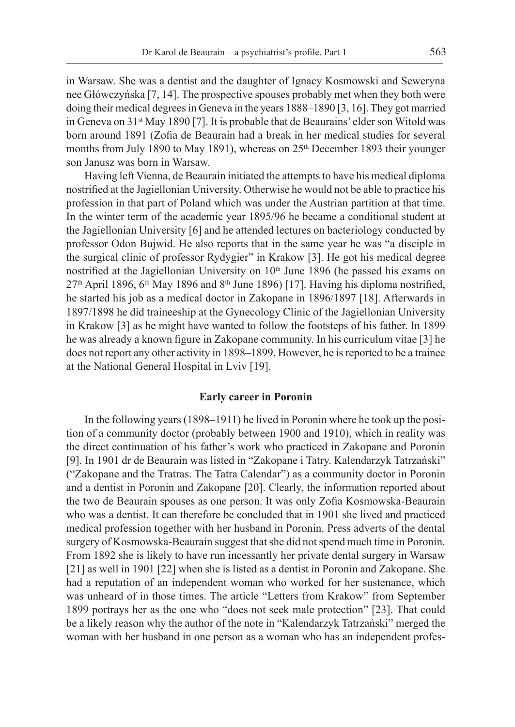in Warsaw. She was a dentist and the daughter of Ignacy Kosmowski and Seweryna nee Główczyńska [7, 14]. The prospective spouses probably met when they both were doing their medical degrees in Geneva in the years 1888–1890 [3, 16]. They got married in Geneva on 31st May 1890 [7]. It is probable that de Beaurains' elder son Witold was born around 1891 (Zofia de Beaurain had a break in her medical studies for several months from July 1890 to May 1891), whereas on 25th December 1893 their younger son Janusz was born in Warsaw.

Having left Vienna, de Beaurain initiated the attempts to have his medical diploma nostrified at the Jagiellonian University. Otherwise he would not be able to practice his profession in that part of Poland which was under the Austrian partition at that time. In the winter term of the academic year 1895/96 he became a conditional student at the Jagiellonian University [6] and he attended lectures on bacteriology conducted by professor Odon Bujwid. He also reports that in the same year he was "a disciple in the surgical clinic of professor Rydygier" in Krakow [3]. He got his medical degree nostrified at the Jagiellonian University on 10th June 1896 (he passed his exams on 27th April 1896, 6th May 1896 and 8th June 1896) [17]. Having his diploma nostrified, he started his job as a medical doctor in Zakopane in 1896/1897 [18]. Afterwards in 1897/1898 he did traineeship at the Gynecology Clinic of the Jagiellonian University in Krakow [3] as he might have wanted to follow the footsteps of his father. In 1899 he was already a known figure in Zakopane community. In his curriculum vitae [3] he does not report any other activity in 1898–1899. However, he is reported to be a trainee at the National General Hospital in Lviv [19].

## Early career in Poronin

In the following years (1898–1911) he lived in Poronin where he took up the position of a community doctor (probably between 1900 and 1910), which in reality was the direct continuation of his father's work who practiced in Zakopane and Poronin [9]. In 1901 dr de Beaurain was listed in "Zakopane i Tatry. Kalendarzyk Tatrzański" ("Zakopane and the Tratras. The Tatra Calendar") as a community doctor in Poronin and a dentist in Poronin and Zakopane [20]. Clearly, the information reported about the two de Beaurain spouses as one person. It was only Zofia Kosmowska-Beaurain who was a dentist. It can therefore be concluded that in 1901 she lived and practiced medical profession together with her husband in Poronin. Press adverts of the dental surgery of Kosmowska-Beaurain suggest that she did not spend much time in Poronin. From 1892 she is likely to have run incessantly her private dental surgery in Warsaw [21] as well in 1901 [22] when she is listed as a dentist in Poronin and Zakopane. She had a reputation of an independent woman who worked for her sustenance, which was unheard of in those times. The article "Letters from Krakow" from September 1899 portrays her as the one who "does not seek male protection" [23]. That could be a likely reason why the author of the note in "Kalendarzyk Tatrzański" merged the woman with her husband in one person as a woman who has an independent profes-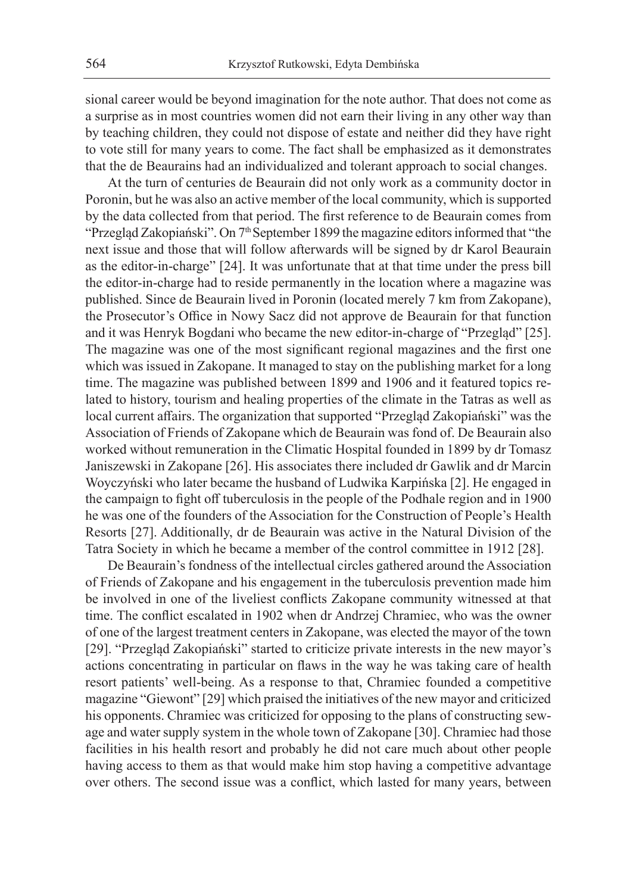sional career would be beyond imagination for the note author. That does not come as a surprise as in most countries women did not earn their living in any other way than by teaching children, they could not dispose of estate and neither did they have right to vote still for many years to come. The fact shall be emphasized as it demonstrates that the de Beaurains had an individualized and tolerant approach to social changes.

At the turn of centuries de Beaurain did not only work as a community doctor in Poronin, but he was also an active member of the local community, which is supported by the data collected from that period. The first reference to de Beaurain comes from "Przegląd Zakopiański". On 7th September 1899 the magazine editors informed that "the next issue and those that will follow afterwards will be signed by dr Karol Beaurain as the editor-in-charge" [24]. It was unfortunate that at that time under the press bill the editor-in-charge had to reside permanently in the location where a magazine was published. Since de Beaurain lived in Poronin (located merely 7 km from Zakopane), the Prosecutor's Office in Nowy Sacz did not approve de Beaurain for that function and it was Henryk Bogdani who became the new editor-in-charge of "Przegląd" [25]. The magazine was one of the most significant regional magazines and the first one which was issued in Zakopane. It managed to stay on the publishing market for a long time. The magazine was published between 1899 and 1906 and it featured topics related to history, tourism and healing properties of the climate in the Tatras as well as local current affairs. The organization that supported "Przegląd Zakopiański" was the Association of Friends of Zakopane which de Beaurain was fond of. De Beaurain also worked without remuneration in the Climatic Hospital founded in 1899 by dr Tomasz Janiszewski in Zakopane [26]. His associates there included dr Gawlik and dr Marcin Woyczyński who later became the husband of Ludwika Karpińska [2]. He engaged in the campaign to fight off tuberculosis in the people of the Podhale region and in 1900 he was one of the founders of the Association for the Construction of People's Health Resorts [27]. Additionally, dr de Beaurain was active in the Natural Division of the Tatra Society in which he became a member of the control committee in 1912 [28].

De Beaurain's fondness of the intellectual circles gathered around the Association of Friends of Zakopane and his engagement in the tuberculosis prevention made him be involved in one of the liveliest conflicts Zakopane community witnessed at that time. The conflict escalated in 1902 when dr Andrzej Chramiec, who was the owner of one of the largest treatment centers in Zakopane, was elected the mayor of the town [29]. "Przegląd Zakopiański" started to criticize private interests in the new mayor's actions concentrating in particular on flaws in the way he was taking care of health resort patients' well-being. As a response to that, Chramiec founded a competitive magazine "Giewont" [29] which praised the initiatives of the new mayor and criticized his opponents. Chramiec was criticized for opposing to the plans of constructing sewage and water supply system in the whole town of Zakopane [30]. Chramiec had those facilities in his health resort and probably he did not care much about other people having access to them as that would make him stop having a competitive advantage over others. The second issue was a conflict, which lasted for many years, between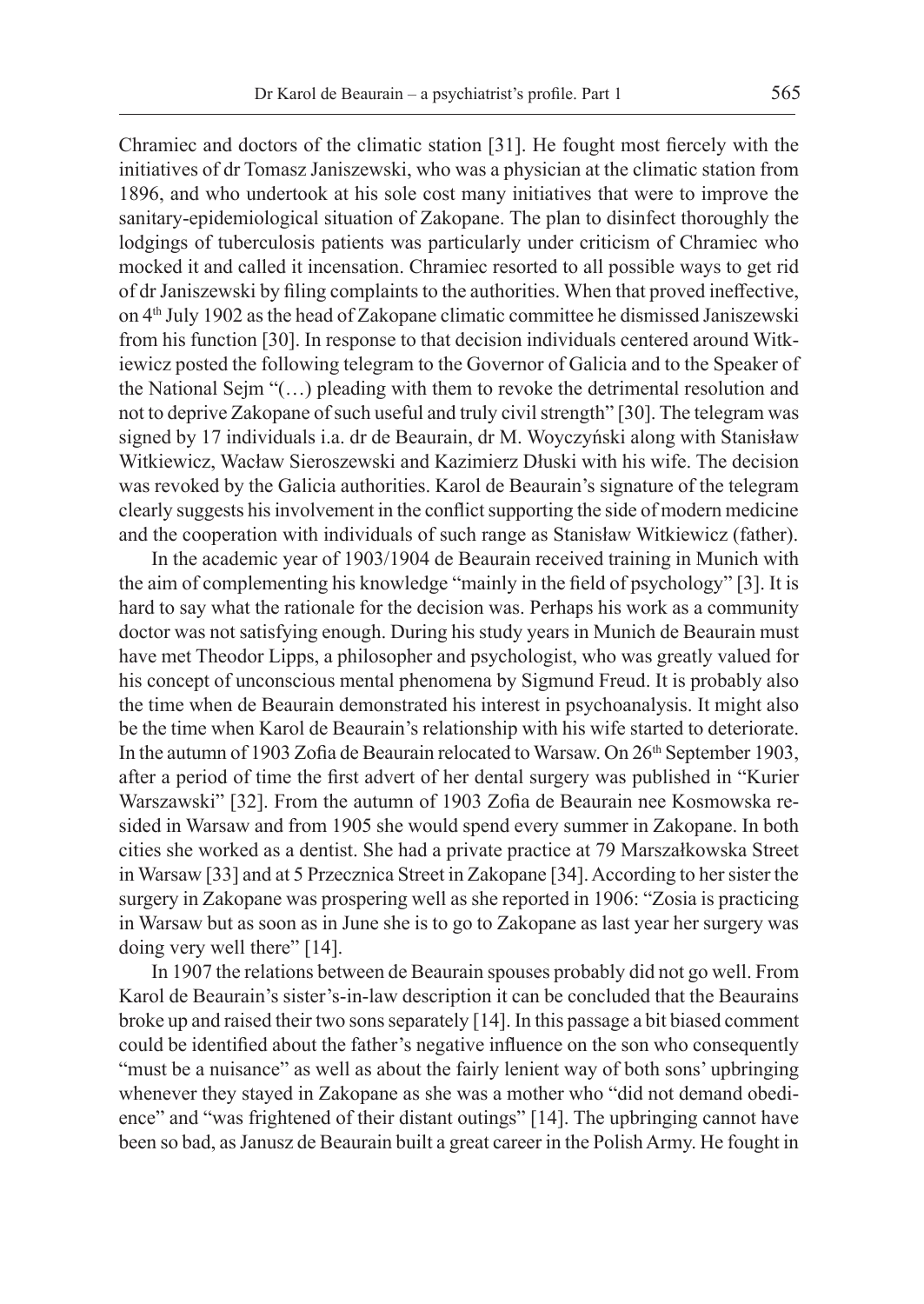Chramiec and doctors of the climatic station [31]. He fought most fiercely with the initiatives of dr Tomasz Janiszewski, who was a physician at the climatic station from 1896, and who undertook at his sole cost many initiatives that were to improve the sanitary-epidemiological situation of Zakopane. The plan to disinfect thoroughly the lodgings of tuberculosis patients was particularly under criticism of Chramiec who mocked it and called it incensation. Chramiec resorted to all possible ways to get rid of dr Janiszewski by filing complaints to the authorities. When that proved ineffective, on 4th July 1902 as the head of Zakopane climatic committee he dismissed Janiszewski from his function [30]. In response to that decision individuals centered around Witkiewicz posted the following telegram to the Governor of Galicia and to the Speaker of the National Sejm "(…) pleading with them to revoke the detrimental resolution and not to deprive Zakopane of such useful and truly civil strength" [30]. The telegram was signed by 17 individuals i.a. dr de Beaurain, dr M. Woyczyński along with Stanisław Witkiewicz, Wacław Sieroszewski and Kazimierz Dłuski with his wife. The decision was revoked by the Galicia authorities. Karol de Beaurain's signature of the telegram clearly suggests his involvement in the conflict supporting the side of modern medicine and the cooperation with individuals of such range as Stanisław Witkiewicz (father).

In the academic year of 1903/1904 de Beaurain received training in Munich with the aim of complementing his knowledge "mainly in the field of psychology" [3]. It is hard to say what the rationale for the decision was. Perhaps his work as a community doctor was not satisfying enough. During his study years in Munich de Beaurain must have met Theodor Lipps, a philosopher and psychologist, who was greatly valued for his concept of unconscious mental phenomena by Sigmund Freud. It is probably also the time when de Beaurain demonstrated his interest in psychoanalysis. It might also be the time when Karol de Beaurain's relationship with his wife started to deteriorate. In the autumn of 1903 Zofia de Beaurain relocated to Warsaw. On 26th September 1903, after a period of time the first advert of her dental surgery was published in "Kurier Warszawski" [32]. From the autumn of 1903 Zofia de Beaurain nee Kosmowska resided in Warsaw and from 1905 she would spend every summer in Zakopane. In both cities she worked as a dentist. She had a private practice at 79 Marszałkowska Street in Warsaw [33] and at 5 Przecznica Street in Zakopane [34]. According to her sister the surgery in Zakopane was prospering well as she reported in 1906: "Zosia is practicing in Warsaw but as soon as in June she is to go to Zakopane as last year her surgery was doing very well there" [14].

In 1907 the relations between de Beaurain spouses probably did not go well. From Karol de Beaurain's sister's-in-law description it can be concluded that the Beaurains broke up and raised their two sons separately [14]. In this passage a bit biased comment could be identified about the father's negative influence on the son who consequently "must be a nuisance" as well as about the fairly lenient way of both sons' upbringing whenever they stayed in Zakopane as she was a mother who "did not demand obedience" and "was frightened of their distant outings" [14]. The upbringing cannot have been so bad, as Janusz de Beaurain built a great career in the Polish Army. He fought in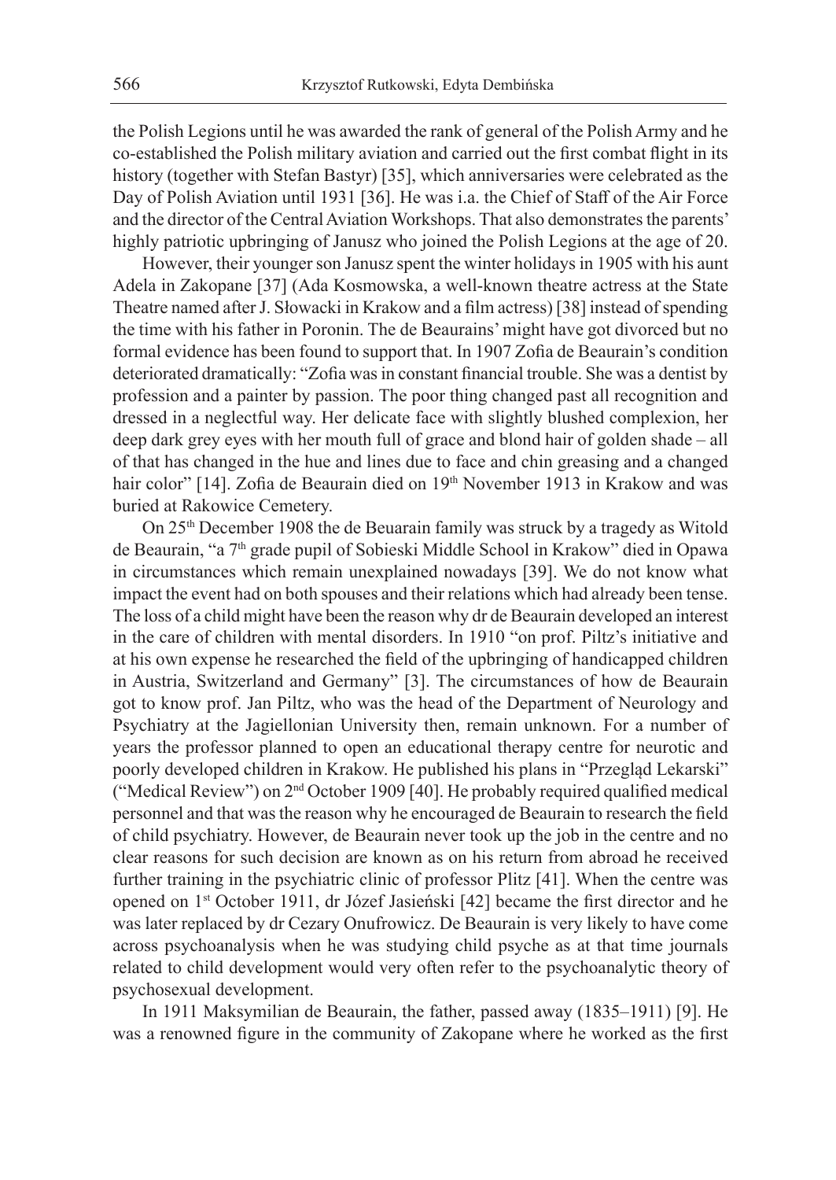the Polish Legions until he was awarded the rank of general of the Polish Army and he co-established the Polish military aviation and carried out the first combat flight in its history (together with Stefan Bastyr) [35], which anniversaries were celebrated as the Day of Polish Aviation until 1931 [36]. He was i.a. the Chief of Staff of the Air Force and the director of the Central Aviation Workshops. That also demonstrates the parents' highly patriotic upbringing of Janusz who joined the Polish Legions at the age of 20.

However, their younger son Janusz spent the winter holidays in 1905 with his aunt Adela in Zakopane [37] (Ada Kosmowska, a well-known theatre actress at the State Theatre named after J. Słowacki in Krakow and a film actress) [38] instead of spending the time with his father in Poronin. The de Beaurains' might have got divorced but no formal evidence has been found to support that. In 1907 Zofia de Beaurain's condition deteriorated dramatically: "Zofia was in constant financial trouble. She was a dentist by profession and a painter by passion. The poor thing changed past all recognition and dressed in a neglectful way. Her delicate face with slightly blushed complexion, her deep dark grey eyes with her mouth full of grace and blond hair of golden shade – all of that has changed in the hue and lines due to face and chin greasing and a changed hair color" [14]. Zofia de Beaurain died on 19th November 1913 in Krakow and was buried at Rakowice Cemetery.

On 25th December 1908 the de Beuarain family was struck by a tragedy as Witold de Beaurain, "a 7th grade pupil of Sobieski Middle School in Krakow" died in Opawa in circumstances which remain unexplained nowadays [39]. We do not know what impact the event had on both spouses and their relations which had already been tense. The loss of a child might have been the reason why dr de Beaurain developed an interest in the care of children with mental disorders. In 1910 "on prof. Piltz's initiative and at his own expense he researched the field of the upbringing of handicapped children in Austria, Switzerland and Germany" [3]. The circumstances of how de Beaurain got to know prof. Jan Piltz, who was the head of the Department of Neurology and Psychiatry at the Jagiellonian University then, remain unknown. For a number of years the professor planned to open an educational therapy centre for neurotic and poorly developed children in Krakow. He published his plans in "Przegląd Lekarski" ("Medical Review") on 2nd October 1909 [40]. He probably required qualified medical personnel and that was the reason why he encouraged de Beaurain to research the field of child psychiatry. However, de Beaurain never took up the job in the centre and no clear reasons for such decision are known as on his return from abroad he received further training in the psychiatric clinic of professor Plitz [41]. When the centre was opened on 1st October 1911, dr Józef Jasieński [42] became the first director and he was later replaced by dr Cezary Onufrowicz. De Beaurain is very likely to have come across psychoanalysis when he was studying child psyche as at that time journals related to child development would very often refer to the psychoanalytic theory of psychosexual development.

In 1911 Maksymilian de Beaurain, the father, passed away (1835–1911) [9]. He was a renowned figure in the community of Zakopane where he worked as the first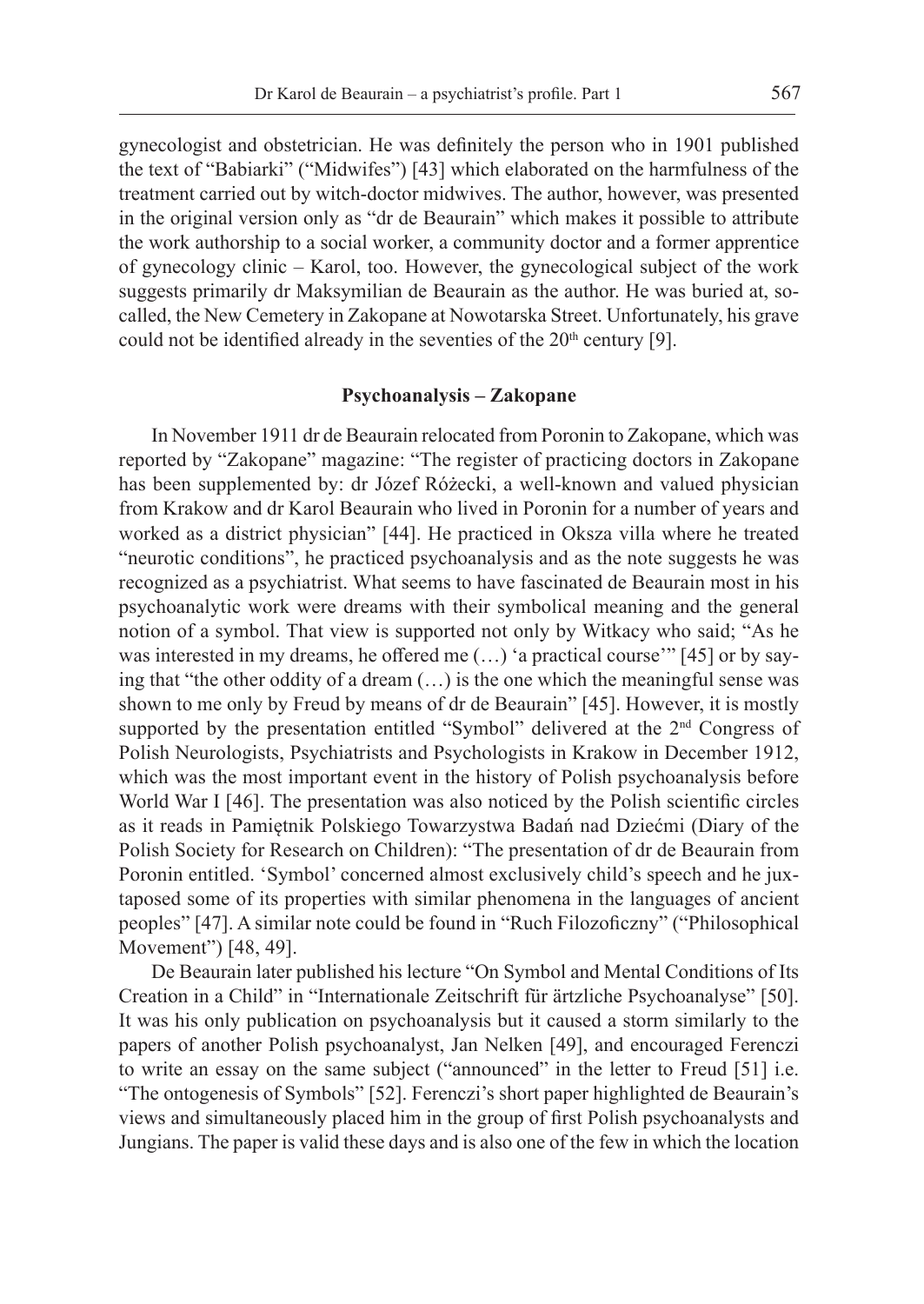gynecologist and obstetrician. He was definitely the person who in 1901 published the text of "Babiarki" ("Midwifes") [43] which elaborated on the harmfulness of the treatment carried out by witch-doctor midwives. The author, however, was presented in the original version only as "dr de Beaurain" which makes it possible to attribute the work authorship to a social worker, a community doctor and a former apprentice of gynecology clinic – Karol, too. However, the gynecological subject of the work suggests primarily dr Maksymilian de Beaurain as the author. He was buried at, so-called, the New Cemetery in Zakopane at Nowotarska Street. Unfortunately, his grave could not be identified already in the seventies of the 20th century [9].

### Psychoanalysis – Zakopane

In November 1911 dr de Beaurain relocated from Poronin to Zakopane, which was reported by "Zakopane" magazine: "The register of practicing doctors in Zakopane has been supplemented by: dr Józef Różecki, a well-known and valued physician from Krakow and dr Karol Beaurain who lived in Poronin for a number of years and worked as a district physician" [44]. He practiced in Oksza villa where he treated "neurotic conditions", he practiced psychoanalysis and as the note suggests he was recognized as a psychiatrist. What seems to have fascinated de Beaurain most in his psychoanalytic work were dreams with their symbolical meaning and the general notion of a symbol. That view is supported not only by Witkacy who said; "As he was interested in my dreams, he offered me (…) 'a practical course'" [45] or by saying that "the other oddity of a dream (…) is the one which the meaningful sense was shown to me only by Freud by means of dr de Beaurain" [45]. However, it is mostly supported by the presentation entitled "Symbol" delivered at the 2nd Congress of Polish Neurologists, Psychiatrists and Psychologists in Krakow in December 1912, which was the most important event in the history of Polish psychoanalysis before World War I [46]. The presentation was also noticed by the Polish scientific circles as it reads in Pamiętnik Polskiego Towarzystwa Badań nad Dziećmi (Diary of the Polish Society for Research on Children): "The presentation of dr de Beaurain from Poronin entitled. 'Symbol' concerned almost exclusively child's speech and he juxtaposed some of its properties with similar phenomena in the languages of ancient peoples" [47]. A similar note could be found in "Ruch Filozoficzny" ("Philosophical Movement") [48, 49].

De Beaurain later published his lecture "On Symbol and Mental Conditions of Its Creation in a Child" in "Internationale Zeitschrift für ärtzliche Psychoanalyse" [50]. It was his only publication on psychoanalysis but it caused a storm similarly to the papers of another Polish psychoanalyst, Jan Nelken [49], and encouraged Ferenczi to write an essay on the same subject ("announced" in the letter to Freud [51] i.e. "The ontogenesis of Symbols" [52]. Ferenczi's short paper highlighted de Beaurain's views and simultaneously placed him in the group of first Polish psychoanalysts and Jungians. The paper is valid these days and is also one of the few in which the location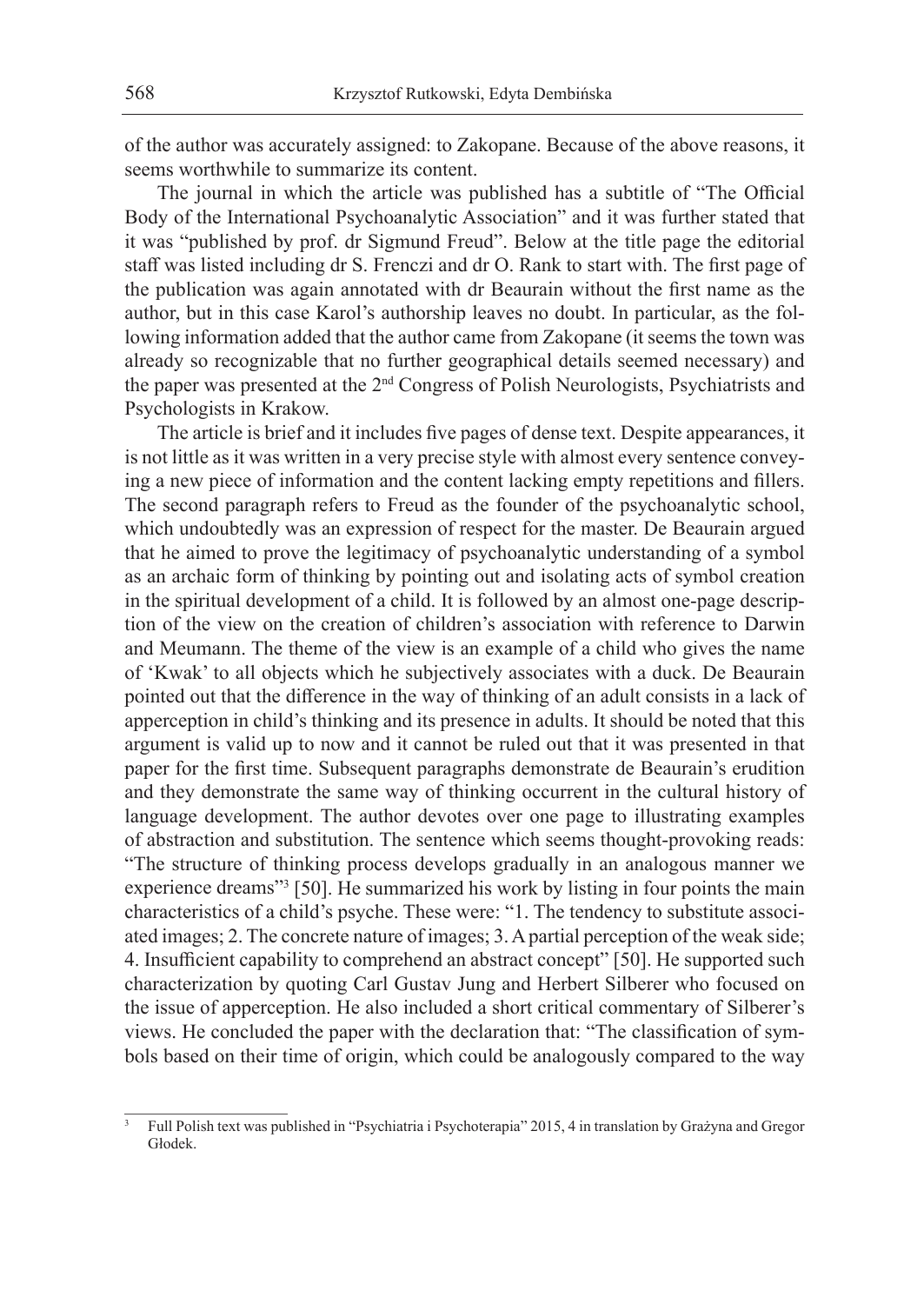of the author was accurately assigned: to Zakopane. Because of the above reasons, it seems worthwhile to summarize its content.

The journal in which the article was published has a subtitle of "The Official Body of the International Psychoanalytic Association" and it was further stated that it was "published by prof. dr Sigmund Freud". Below at the title page the editorial staff was listed including dr S. Frenczi and dr O. Rank to start with. The first page of the publication was again annotated with dr Beaurain without the first name as the author, but in this case Karol's authorship leaves no doubt. In particular, as the following information added that the author came from Zakopane (it seems the town was already so recognizable that no further geographical details seemed necessary) and the paper was presented at the 2nd Congress of Polish Neurologists, Psychiatrists and Psychologists in Krakow.

The article is brief and it includes five pages of dense text. Despite appearances, it is not little as it was written in a very precise style with almost every sentence conveying a new piece of information and the content lacking empty repetitions and fillers. The second paragraph refers to Freud as the founder of the psychoanalytic school, which undoubtedly was an expression of respect for the master. De Beaurain argued that he aimed to prove the legitimacy of psychoanalytic understanding of a symbol as an archaic form of thinking by pointing out and isolating acts of symbol creation in the spiritual development of a child. It is followed by an almost one-page description of the view on the creation of children's association with reference to Darwin and Meumann. The theme of the view is an example of a child who gives the name of 'Kwak' to all objects which he subjectively associates with a duck. De Beaurain pointed out that the difference in the way of thinking of an adult consists in a lack of apperception in child's thinking and its presence in adults. It should be noted that this argument is valid up to now and it cannot be ruled out that it was presented in that paper for the first time. Subsequent paragraphs demonstrate de Beaurain's erudition and they demonstrate the same way of thinking occurrent in the cultural history of language development. The author devotes over one page to illustrating examples of abstraction and substitution. The sentence which seems thought-provoking reads: "The structure of thinking process develops gradually in an analogous manner we experience dreams"[3] [50]. He summarized his work by listing in four points the main characteristics of a child's psyche. These were: "1. The tendency to substitute associated images; 2. The concrete nature of images; 3. A partial perception of the weak side; 4. Insufficient capability to comprehend an abstract concept" [50]. He supported such characterization by quoting Carl Gustav Jung and Herbert Silberer who focused on the issue of apperception. He also included a short critical commentary of Silberer's views. He concluded the paper with the declaration that: "The classification of symbols based on their time of origin, which could be analogously compared to the way

---

[3] Full Polish text was published in "Psychiatria i Psychoterapia" 2015, 4 in translation by Grażyna and Gregor Głodek.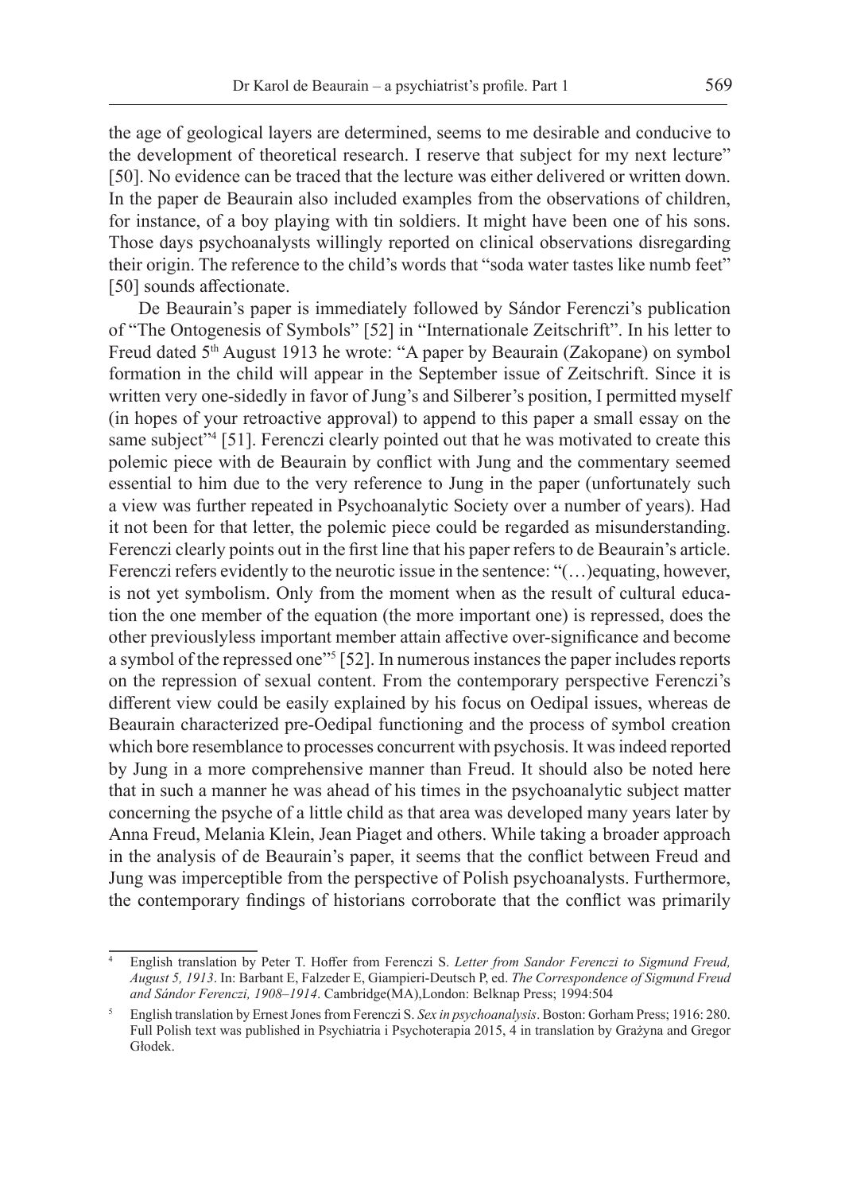the age of geological layers are determined, seems to me desirable and conducive to the development of theoretical research. I reserve that subject for my next lecture" [50]. No evidence can be traced that the lecture was either delivered or written down. In the paper de Beaurain also included examples from the observations of children, for instance, of a boy playing with tin soldiers. It might have been one of his sons. Those days psychoanalysts willingly reported on clinical observations disregarding their origin. The reference to the child's words that "soda water tastes like numb feet" [50] sounds affectionate.

De Beaurain's paper is immediately followed by Sándor Ferenczi's publication of "The Ontogenesis of Symbols" [52] in "Internationale Zeitschrift". In his letter to Freud dated 5th August 1913 he wrote: "A paper by Beaurain (Zakopane) on symbol formation in the child will appear in the September issue of Zeitschrift. Since it is written very one-sidedly in favor of Jung's and Silberer's position, I permitted myself (in hopes of your retroactive approval) to append to this paper a small essay on the same subject"[4] [51]. Ferenczi clearly pointed out that he was motivated to create this polemic piece with de Beaurain by conflict with Jung and the commentary seemed essential to him due to the very reference to Jung in the paper (unfortunately such a view was further repeated in Psychoanalytic Society over a number of years). Had it not been for that letter, the polemic piece could be regarded as misunderstanding. Ferenczi clearly points out in the first line that his paper refers to de Beaurain's article. Ferenczi refers evidently to the neurotic issue in the sentence: "(…)equating, however, is not yet symbolism. Only from the moment when as the result of cultural education the one member of the equation (the more important one) is repressed, does the other previouslyless important member attain affective over-significance and become a symbol of the repressed one"[5] [52]. In numerous instances the paper includes reports on the repression of sexual content. From the contemporary perspective Ferenczi's different view could be easily explained by his focus on Oedipal issues, whereas de Beaurain characterized pre-Oedipal functioning and the process of symbol creation which bore resemblance to processes concurrent with psychosis. It was indeed reported by Jung in a more comprehensive manner than Freud. It should also be noted here that in such a manner he was ahead of his times in the psychoanalytic subject matter concerning the psyche of a little child as that area was developed many years later by Anna Freud, Melania Klein, Jean Piaget and others. While taking a broader approach in the analysis of de Beaurain's paper, it seems that the conflict between Freud and Jung was imperceptible from the perspective of Polish psychoanalysts. Furthermore, the contemporary findings of historians corroborate that the conflict was primarily

---

[4] English translation by Peter T. Hoffer from Ferenczi S. *Letter from Sandor Ferenczi to Sigmund Freud, August 5, 1913*. In: Barbant E, Falzeder E, Giampieri-Deutsch P, ed. *The Correspondence of Sigmund Freud and Sándor Ferenczi, 1908–1914*. Cambridge(MA),London: Belknap Press; 1994:504

[5] English translation by Ernest Jones from Ferenczi S. *Sex in psychoanalysis*. Boston: Gorham Press; 1916: 280. Full Polish text was published in Psychiatria i Psychoterapia 2015, 4 in translation by Grażyna and Gregor Głodek.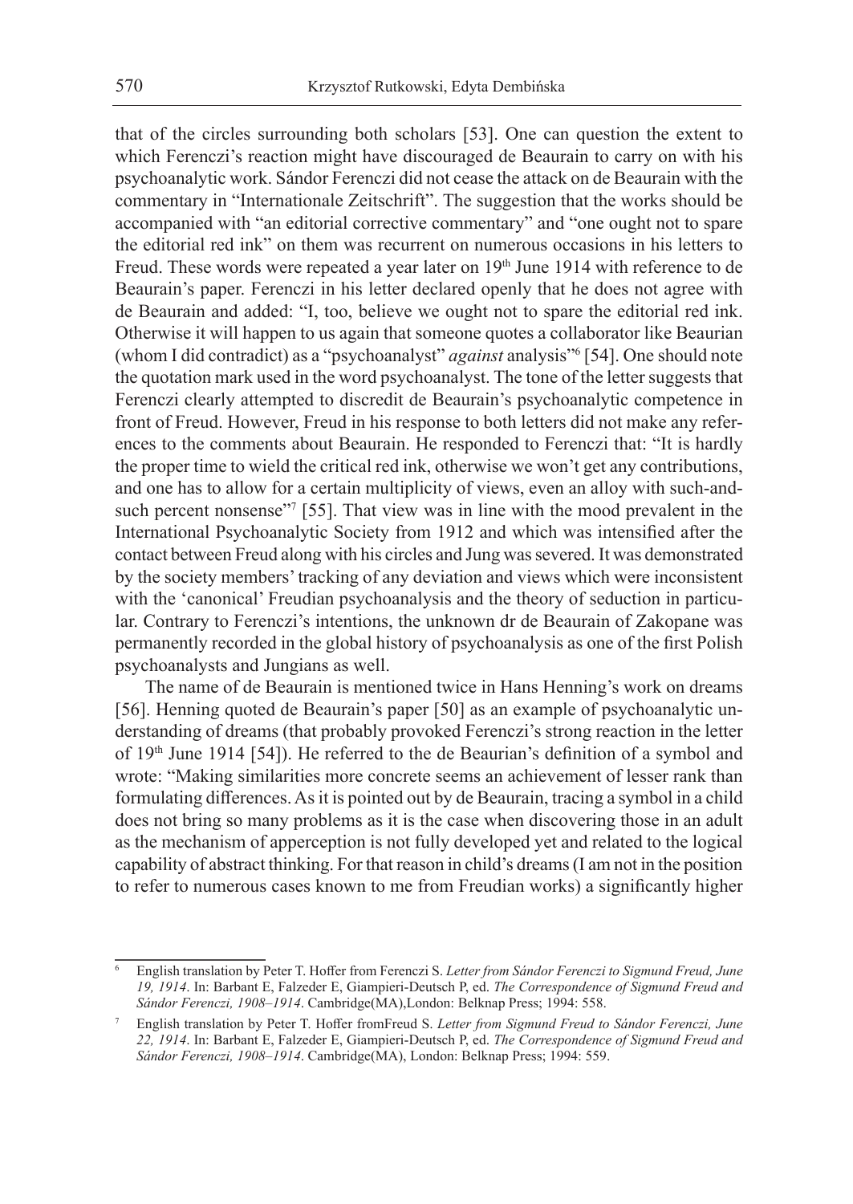that of the circles surrounding both scholars [53]. One can question the extent to which Ferenczi's reaction might have discouraged de Beaurain to carry on with his psychoanalytic work. Sándor Ferenczi did not cease the attack on de Beaurain with the commentary in "Internationale Zeitschrift". The suggestion that the works should be accompanied with "an editorial corrective commentary" and "one ought not to spare the editorial red ink" on them was recurrent on numerous occasions in his letters to Freud. These words were repeated a year later on 19th June 1914 with reference to de Beaurain's paper. Ferenczi in his letter declared openly that he does not agree with de Beaurain and added: "I, too, believe we ought not to spare the editorial red ink. Otherwise it will happen to us again that someone quotes a collaborator like Beaurian (whom I did contradict) as a "psychoanalyst" *against* analysis"[6] [54]. One should note the quotation mark used in the word psychoanalyst. The tone of the letter suggests that Ferenczi clearly attempted to discredit de Beaurain's psychoanalytic competence in front of Freud. However, Freud in his response to both letters did not make any references to the comments about Beaurain. He responded to Ferenczi that: "It is hardly the proper time to wield the critical red ink, otherwise we won't get any contributions, and one has to allow for a certain multiplicity of views, even an alloy with such-and-such percent nonsense"[7] [55]. That view was in line with the mood prevalent in the International Psychoanalytic Society from 1912 and which was intensified after the contact between Freud along with his circles and Jung was severed. It was demonstrated by the society members' tracking of any deviation and views which were inconsistent with the 'canonical' Freudian psychoanalysis and the theory of seduction in particular. Contrary to Ferenczi's intentions, the unknown dr de Beaurain of Zakopane was permanently recorded in the global history of psychoanalysis as one of the first Polish psychoanalysts and Jungians as well.

The name of de Beaurain is mentioned twice in Hans Henning's work on dreams [56]. Henning quoted de Beaurain's paper [50] as an example of psychoanalytic understanding of dreams (that probably provoked Ferenczi's strong reaction in the letter of 19th June 1914 [54]). He referred to the de Beaurian's definition of a symbol and wrote: "Making similarities more concrete seems an achievement of lesser rank than formulating differences. As it is pointed out by de Beaurain, tracing a symbol in a child does not bring so many problems as it is the case when discovering those in an adult as the mechanism of apperception is not fully developed yet and related to the logical capability of abstract thinking. For that reason in child's dreams (I am not in the position to refer to numerous cases known to me from Freudian works) a significantly higher

---

[6] English translation by Peter T. Hoffer from Ferenczi S. *Letter from Sándor Ferenczi to Sigmund Freud, June 19, 1914*. In: Barbant E, Falzeder E, Giampieri-Deutsch P, ed. *The Correspondence of Sigmund Freud and Sándor Ferenczi, 1908–1914*. Cambridge(MA),London: Belknap Press; 1994: 558.

[7] English translation by Peter T. Hoffer fromFreud S. *Letter from Sigmund Freud to Sándor Ferenczi, June 22, 1914*. In: Barbant E, Falzeder E, Giampieri-Deutsch P, ed. *The Correspondence of Sigmund Freud and Sándor Ferenczi, 1908–1914*. Cambridge(MA), London: Belknap Press; 1994: 559.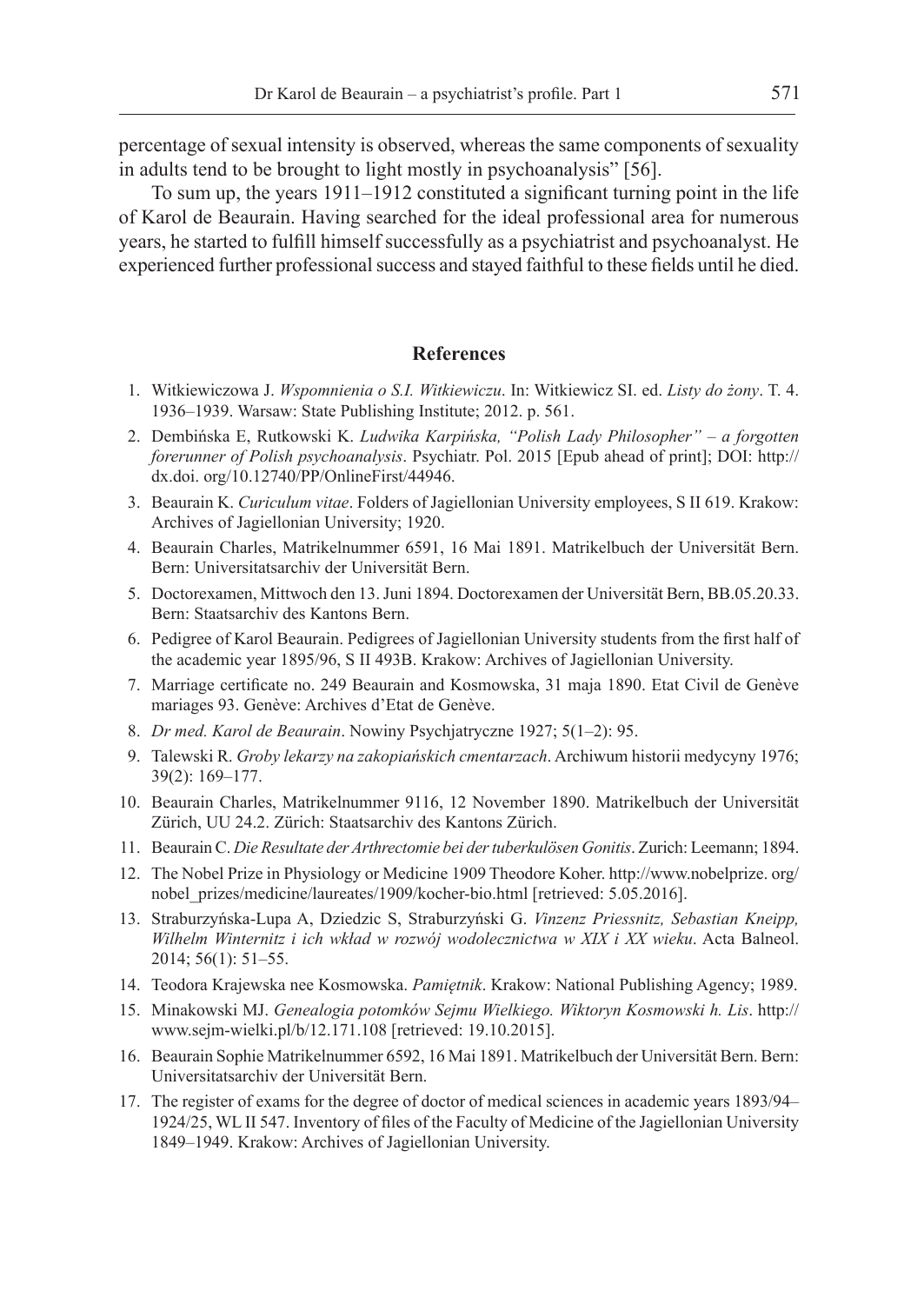percentage of sexual intensity is observed, whereas the same components of sexuality in adults tend to be brought to light mostly in psychoanalysis" [56].

To sum up, the years 1911–1912 constituted a significant turning point in the life of Karol de Beaurain. Having searched for the ideal professional area for numerous years, he started to fulfill himself successfully as a psychiatrist and psychoanalyst. He experienced further professional success and stayed faithful to these fields until he died.

## References

1. Witkiewiczowa J. *Wspomnienia o S.I. Witkiewiczu*. In: Witkiewicz SI. ed. *Listy do żony*. T. 4. 1936–1939. Warsaw: State Publishing Institute; 2012. p. 561.
2. Dembińska E, Rutkowski K. *Ludwika Karpińska, "Polish Lady Philosopher" – a forgotten forerunner of Polish psychoanalysis*. Psychiatr. Pol. 2015 [Epub ahead of print]; DOI: http://dx.doi. org/10.12740/PP/OnlineFirst/44946.
3. Beaurain K. *Curiculum vitae*. Folders of Jagiellonian University employees, S II 619. Krakow: Archives of Jagiellonian University; 1920.
4. Beaurain Charles, Matrikelnummer 6591, 16 Mai 1891. Matrikelbuch der Universität Bern. Bern: Universitatsarchiv der Universität Bern.
5. Doctorexamen, Mittwoch den 13. Juni 1894. Doctorexamen der Universität Bern, BB.05.20.33. Bern: Staatsarchiv des Kantons Bern.
6. Pedigree of Karol Beaurain. Pedigrees of Jagiellonian University students from the first half of the academic year 1895/96, S II 493B. Krakow: Archives of Jagiellonian University.
7. Marriage certificate no. 249 Beaurain and Kosmowska, 31 maja 1890. Etat Civil de Genève mariages 93. Genève: Archives d'Etat de Genève.
8. *Dr med. Karol de Beaurain*. Nowiny Psychjatryczne 1927; 5(1–2): 95.
9. Talewski R. *Groby lekarzy na zakopiańskich cmentarzach*. Archiwum historii medycyny 1976; 39(2): 169–177.
10. Beaurain Charles, Matrikelnummer 9116, 12 November 1890. Matrikelbuch der Universität Zürich, UU 24.2. Zürich: Staatsarchiv des Kantons Zürich.
11. Beaurain C. *Die Resultate der Arthrectomie bei der tuberkulösen Gonitis*. Zurich: Leemann; 1894.
12. The Nobel Prize in Physiology or Medicine 1909 Theodore Koher. http://www.nobelprize. org/ nobel_prizes/medicine/laureates/1909/kocher-bio.html [retrieved: 5.05.2016].
13. Straburzyńska-Lupa A, Dziedzic S, Straburzyński G. *Vinzenz Priessnitz, Sebastian Kneipp, Wilhelm Winternitz i ich wkład w rozwój wodolecznictwa w XIX i XX wieku*. Acta Balneol. 2014; 56(1): 51–55.
14. Teodora Krajewska nee Kosmowska. *Pamiętnik*. Krakow: National Publishing Agency; 1989.
15. Minakowski MJ. *Genealogia potomków Sejmu Wielkiego. Wiktoryn Kosmowski h. Lis*. http:// www.sejm-wielki.pl/b/12.171.108 [retrieved: 19.10.2015].
16. Beaurain Sophie Matrikelnummer 6592, 16 Mai 1891. Matrikelbuch der Universität Bern. Bern: Universitatsarchiv der Universität Bern.
17. The register of exams for the degree of doctor of medical sciences in academic years 1893/94–1924/25, WL II 547. Inventory of files of the Faculty of Medicine of the Jagiellonian University 1849–1949. Krakow: Archives of Jagiellonian University.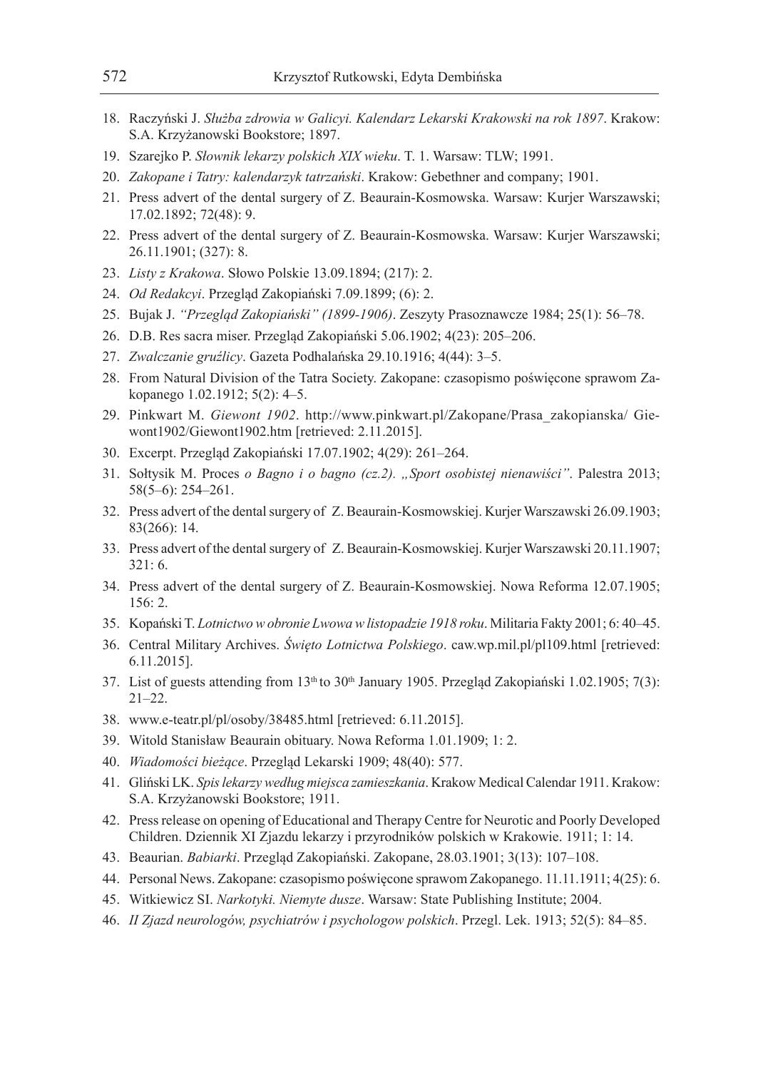18. Raczyński J. *Służba zdrowia w Galicyi. Kalendarz Lekarski Krakowski na rok 1897*. Krakow: S.A. Krzyżanowski Bookstore; 1897.
19. Szarejko P. *Słownik lekarzy polskich XIX wieku*. T. 1. Warsaw: TLW; 1991.
20. *Zakopane i Tatry: kalendarzyk tatrzański*. Krakow: Gebethner and company; 1901.
21. Press advert of the dental surgery of Z. Beaurain-Kosmowska. Warsaw: Kurjer Warszawski; 17.02.1892; 72(48): 9.
22. Press advert of the dental surgery of Z. Beaurain-Kosmowska. Warsaw: Kurjer Warszawski; 26.11.1901; (327): 8.
23. *Listy z Krakowa*. Słowo Polskie 13.09.1894; (217): 2.
24. *Od Redakcyi*. Przegląd Zakopiański 7.09.1899; (6): 2.
25. Bujak J. *"Przegląd Zakopiański" (1899-1906)*. Zeszyty Prasoznawcze 1984; 25(1): 56–78.
26. D.B. Res sacra miser. Przegląd Zakopiański 5.06.1902; 4(23): 205–206.
27. *Zwalczanie gruźlicy*. Gazeta Podhalańska 29.10.1916; 4(44): 3–5.
28. From Natural Division of the Tatra Society. Zakopane: czasopismo poświęcone sprawom Zakopanego 1.02.1912; 5(2): 4–5.
29. Pinkwart M. *Giewont 1902*. http://www.pinkwart.pl/Zakopane/Prasa_zakopianska/ Giewont1902/Giewont1902.htm [retrieved: 2.11.2015].
30. Excerpt. Przegląd Zakopiański 17.07.1902; 4(29): 261–264.
31. Sołtysik M. Proces *o Bagno i o bagno (cz.2). „Sport osobistej nienawiści"*. Palestra 2013; 58(5–6): 254–261.
32. Press advert of the dental surgery of Z. Beaurain-Kosmowskiej. Kurjer Warszawski 26.09.1903; 83(266): 14.
33. Press advert of the dental surgery of Z. Beaurain-Kosmowskiej. Kurjer Warszawski 20.11.1907; 321: 6.
34. Press advert of the dental surgery of Z. Beaurain-Kosmowskiej. Nowa Reforma 12.07.1905; 156: 2.
35. Kopański T. *Lotnictwo w obronie Lwowa w listopadzie 1918 roku*. Militaria Fakty 2001; 6: 40–45.
36. Central Military Archives. *Święto Lotnictwa Polskiego*. caw.wp.mil.pl/pl109.html [retrieved: 6.11.2015].
37. List of guests attending from 13th to 30th January 1905. Przegląd Zakopiański 1.02.1905; 7(3): 21–22.
38. www.e-teatr.pl/pl/osoby/38485.html [retrieved: 6.11.2015].
39. Witold Stanisław Beaurain obituary. Nowa Reforma 1.01.1909; 1: 2.
40. *Wiadomości bieżące*. Przegląd Lekarski 1909; 48(40): 577.
41. Gliński LK. *Spis lekarzy według miejsca zamieszkania*. Krakow Medical Calendar 1911. Krakow: S.A. Krzyżanowski Bookstore; 1911.
42. Press release on opening of Educational and Therapy Centre for Neurotic and Poorly Developed Children. Dziennik XI Zjazdu lekarzy i przyrodników polskich w Krakowie. 1911; 1: 14.
43. Beaurian. *Babiarki*. Przegląd Zakopiański. Zakopane, 28.03.1901; 3(13): 107–108.
44. Personal News. Zakopane: czasopismo poświęcone sprawom Zakopanego. 11.11.1911; 4(25): 6.
45. Witkiewicz SI. *Narkotyki. Niemyte dusze*. Warsaw: State Publishing Institute; 2004.
46. *II Zjazd neurologów, psychiatrów i psychologow polskich*. Przegl. Lek. 1913; 52(5): 84–85.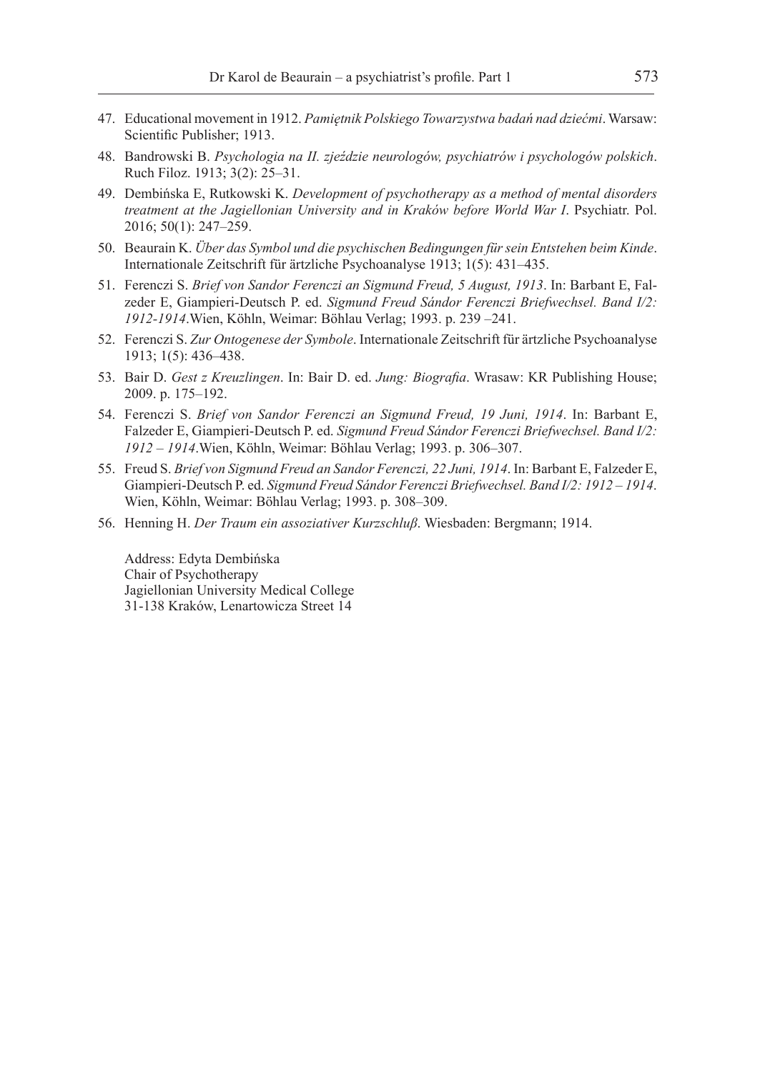47. Educational movement in 1912. *Pamiętnik Polskiego Towarzystwa badań nad dziećmi*. Warsaw: Scientific Publisher; 1913.
48. Bandrowski B. *Psychologia na II. zjeździe neurologów, psychiatrów i psychologów polskich*. Ruch Filoz. 1913; 3(2): 25–31.
49. Dembińska E, Rutkowski K. *Development of psychotherapy as a method of mental disorders treatment at the Jagiellonian University and in Kraków before World War I*. Psychiatr. Pol. 2016; 50(1): 247–259.
50. Beaurain K. *Über das Symbol und die psychischen Bedingungen für sein Entstehen beim Kinde*. Internationale Zeitschrift für ärtzliche Psychoanalyse 1913; 1(5): 431–435.
51. Ferenczi S. *Brief von Sandor Ferenczi an Sigmund Freud, 5 August, 1913*. In: Barbant E, Falzeder E, Giampieri-Deutsch P. ed. *Sigmund Freud Sándor Ferenczi Briefwechsel. Band I/2: 1912-1914*.Wien, Köhln, Weimar: Böhlau Verlag; 1993. p. 239 –241.
52. Ferenczi S. *Zur Ontogenese der Symbole*. Internationale Zeitschrift für ärtzliche Psychoanalyse 1913; 1(5): 436–438.
53. Bair D. *Gest z Kreuzlingen*. In: Bair D. ed. *Jung: Biografia*. Wrasaw: KR Publishing House; 2009. p. 175–192.
54. Ferenczi S. *Brief von Sandor Ferenczi an Sigmund Freud, 19 Juni, 1914*. In: Barbant E, Falzeder E, Giampieri-Deutsch P. ed. *Sigmund Freud Sándor Ferenczi Briefwechsel. Band I/2: 1912 – 1914*.Wien, Köhln, Weimar: Böhlau Verlag; 1993. p. 306–307.
55. Freud S. *Brief von Sigmund Freud an Sandor Ferenczi, 22 Juni, 1914*. In: Barbant E, Falzeder E, Giampieri-Deutsch P. ed. *Sigmund Freud Sándor Ferenczi Briefwechsel. Band I/2: 1912 – 1914*. Wien, Köhln, Weimar: Böhlau Verlag; 1993. p. 308–309.
56. Henning H. *Der Traum ein assoziativer Kurzschluß*. Wiesbaden: Bergmann; 1914.

Address: Edyta Dembińska
Chair of Psychotherapy
Jagiellonian University Medical College
31-138 Kraków, Lenartowicza Street 14